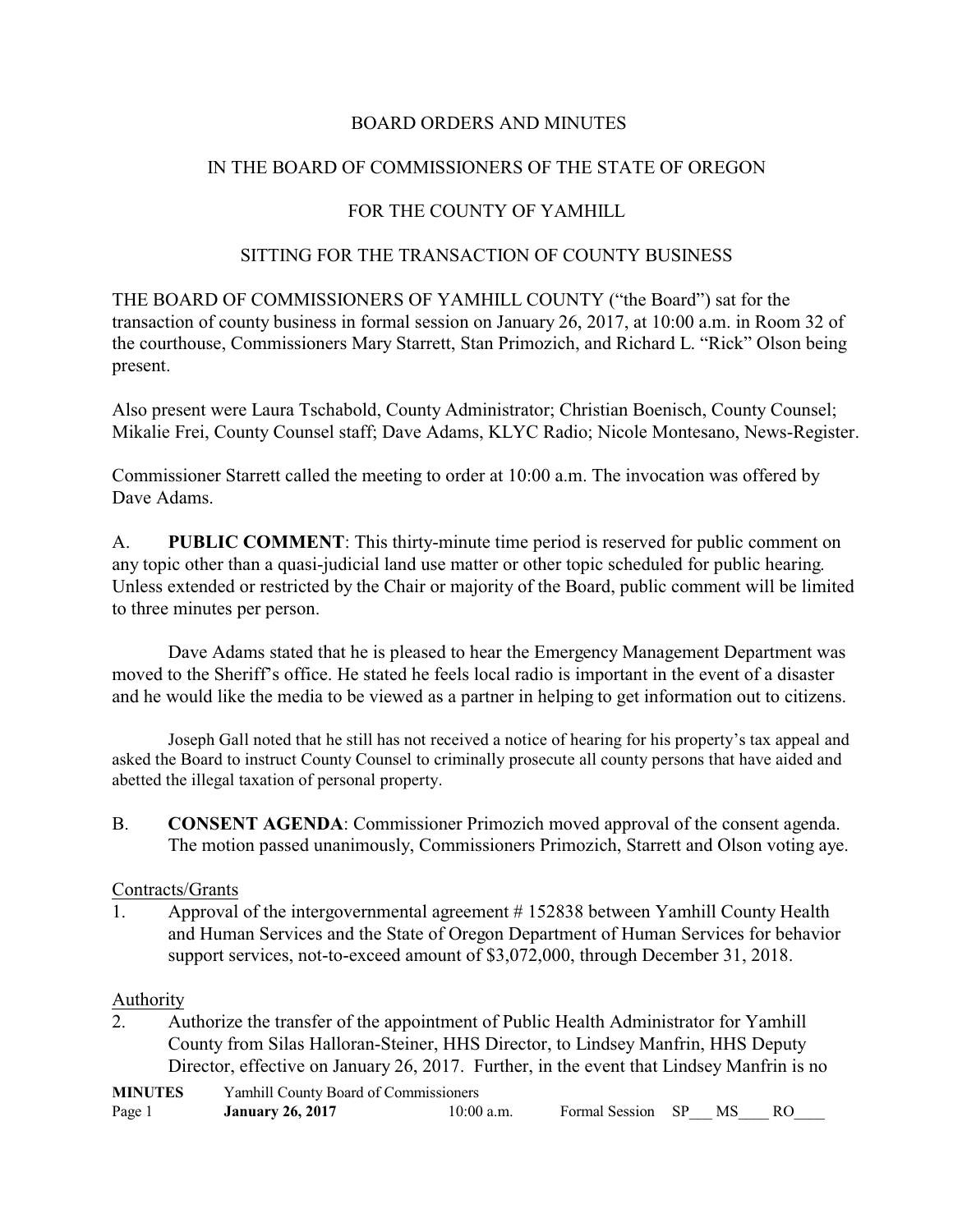BOARD ORDERS AND MINUTES

IN THE BOARD OF COMMISSIONERS OF THE STATE OF OREGON

FOR THE COUNTY OF YAMHILL

SITTING FOR THE TRANSACTION OF COUNTY BUSINESS

THE BOARD OF COMMISSIONERS OF YAMHILL COUNTY ("the Board") sat for the transaction of county business in formal session on January 26, 2017, at 10:00 a.m. in Room 32 of the courthouse, Commissioners Mary Starrett, Stan Primozich, and Richard L. "Rick" Olson being present.

Also present were Laura Tschabold, County Administrator; Christian Boenisch, County Counsel; Mikalie Frei, County Counsel staff; Dave Adams, KLYC Radio; Nicole Montesano, News-Register.

Commissioner Starrett called the meeting to order at 10:00 a.m. The invocation was offered by Dave Adams.

A. **PUBLIC COMMENT**: This thirty-minute time period is reserved for public comment on any topic other than a quasi-judicial land use matter or other topic scheduled for public hearing. Unless extended or restricted by the Chair or majority of the Board, public comment will be limited to three minutes per person.

Dave Adams stated that he is pleased to hear the Emergency Management Department was moved to the Sheriff's office. He stated he feels local radio is important in the event of a disaster and he would like the media to be viewed as a partner in helping to get information out to citizens.

Joseph Gall noted that he still has not received a notice of hearing for his property's tax appeal and asked the Board to instruct County Counsel to criminally prosecute all county persons that have aided and abetted the illegal taxation of personal property.

B. **CONSENT AGENDA**: Commissioner Primozich moved approval of the consent agenda. The motion passed unanimously, Commissioners Primozich, Starrett and Olson voting aye.

Contracts/Grants

1. Approval of the intergovernmental agreement # 152838 between Yamhill County Health and Human Services and the State of Oregon Department of Human Services for behavior support services, not-to-exceed amount of $3,072,000, through December 31, 2018.

Authority

2. Authorize the transfer of the appointment of Public Health Administrator for Yamhill County from Silas Halloran-Steiner, HHS Director, to Lindsey Manfrin, HHS Deputy Director, effective on January 26, 2017. Further, in the event that Lindsey Manfrin is no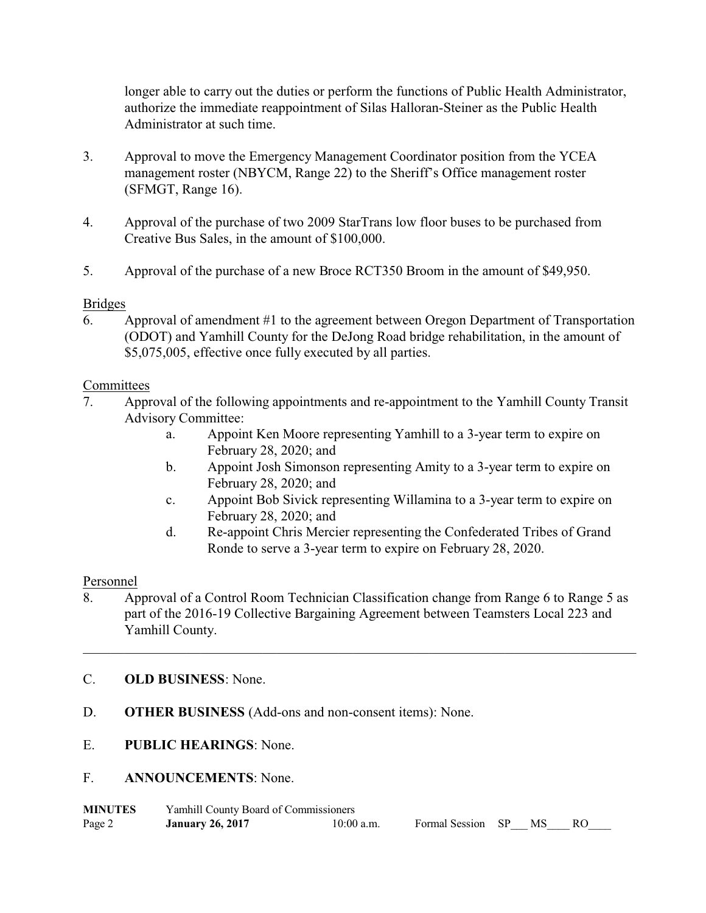longer able to carry out the duties or perform the functions of Public Health Administrator, authorize the immediate reappointment of Silas Halloran-Steiner as the Public Health Administrator at such time.

3. Approval to move the Emergency Management Coordinator position from the YCEA management roster (NBYCM, Range 22) to the Sheriff's Office management roster (SFMGT, Range 16).

4. Approval of the purchase of two 2009 StarTrans low floor buses to be purchased from Creative Bus Sales, in the amount of $100,000.

5. Approval of the purchase of a new Broce RCT350 Broom in the amount of $49,950.

Bridges

6. Approval of amendment #1 to the agreement between Oregon Department of Transportation (ODOT) and Yamhill County for the DeJong Road bridge rehabilitation, in the amount of $5,075,005, effective once fully executed by all parties.

Committees

7. Approval of the following appointments and re-appointment to the Yamhill County Transit Advisory Committee:
   a. Appoint Ken Moore representing Yamhill to a 3-year term to expire on February 28, 2020; and
   b. Appoint Josh Simonson representing Amity to a 3-year term to expire on February 28, 2020; and
   c. Appoint Bob Sivick representing Willamina to a 3-year term to expire on February 28, 2020; and
   d. Re-appoint Chris Mercier representing the Confederated Tribes of Grand Ronde to serve a 3-year term to expire on February 28, 2020.

Personnel

8. Approval of a Control Room Technician Classification change from Range 6 to Range 5 as part of the 2016-19 Collective Bargaining Agreement between Teamsters Local 223 and Yamhill County.

---

C. **OLD BUSINESS**: None.

D. **OTHER BUSINESS** (Add-ons and non-consent items): None.

E. **PUBLIC HEARINGS**: None.

F. **ANNOUNCEMENTS**: None.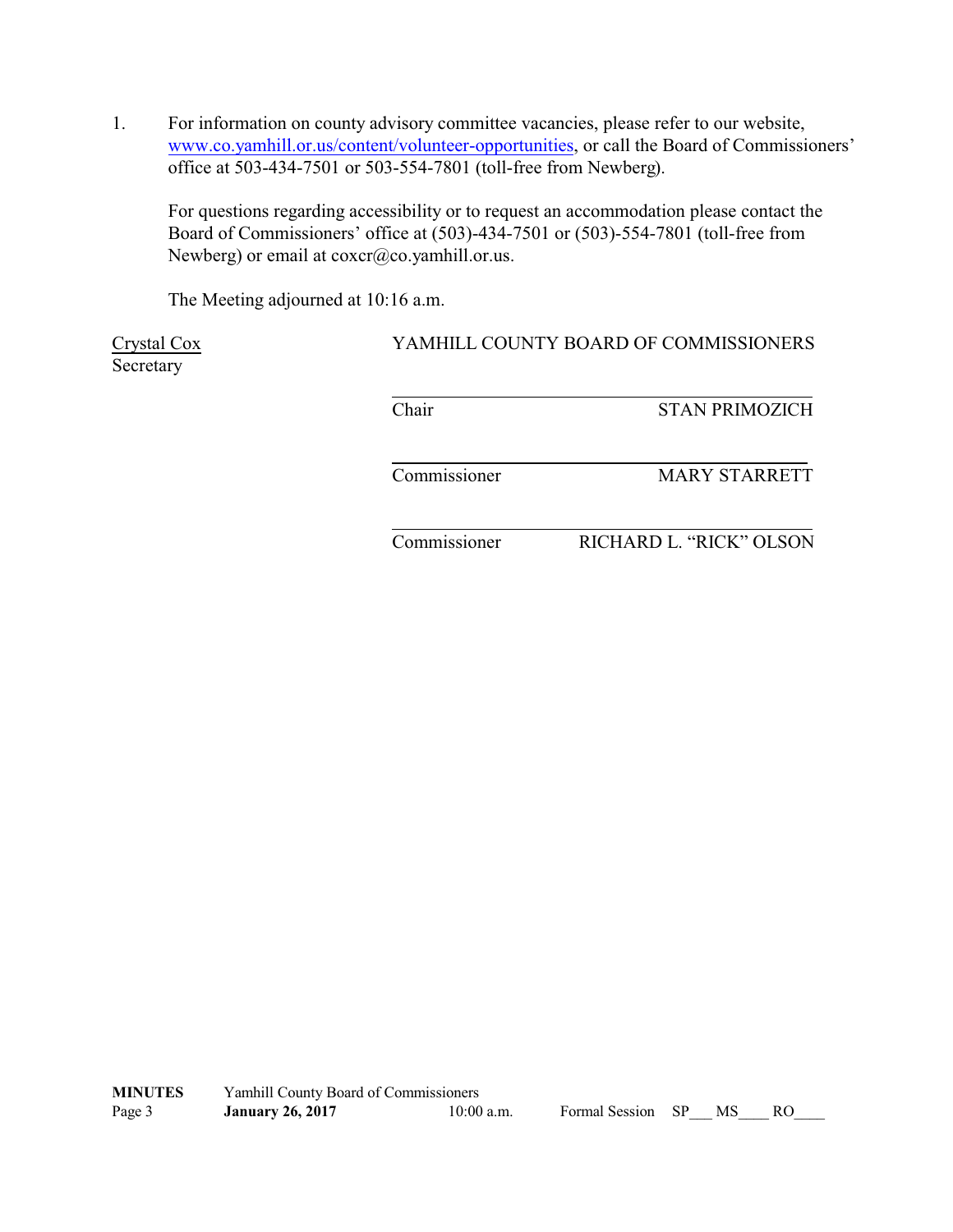1. For information on county advisory committee vacancies, please refer to our website, [www.co.yamhill.or.us/content/volunteer-opportunities](http://www.co.yamhill.or.us/content/volunteer-opportunities), or call the Board of Commissioners' office at 503-434-7501 or 503-554-7801 (toll-free from Newberg).

   For questions regarding accessibility or to request an accommodation please contact the Board of Commissioners' office at (503)-434-7501 or (503)-554-7801 (toll-free from Newberg) or email at coxcr@co.yamhill.or.us.

   The Meeting adjourned at 10:16 a.m.

Crystal Cox
Secretary

YAMHILL COUNTY BOARD OF COMMISSIONERS

\_\_\_\_\_\_\_\_\_\_\_\_\_\_\_\_\_\_\_\_\_\_\_\_\_\_\_\_\_\_\_\_
Chair STAN PRIMOZICH

\_\_\_\_\_\_\_\_\_\_\_\_\_\_\_\_\_\_\_\_\_\_\_\_\_\_\_\_\_\_\_\_
Commissioner MARY STARRETT

\_\_\_\_\_\_\_\_\_\_\_\_\_\_\_\_\_\_\_\_\_\_\_\_\_\_\_\_\_\_\_\_
Commissioner RICHARD L. "RICK" OLSON